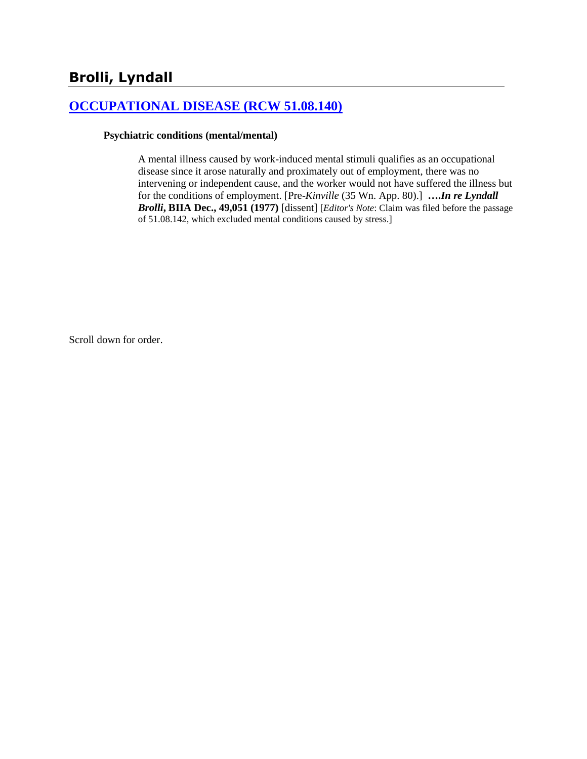# Brolli, Lyndall

## [OCCUPATIONAL DISEASE (RCW 51.08.140)]

**Psychiatric conditions (mental/mental)**

A mental illness caused by work-induced mental stimuli qualifies as an occupational disease since it arose naturally and proximately out of employment, there was no intervening or independent cause, and the worker would not have suffered the illness but for the conditions of employment. [Pre-*Kinville* (35 Wn. App. 80).] ***….In re Lyndall Brolli*, BIIA Dec., 49,051 (1977)** [dissent] [*Editor's Note*: Claim was filed before the passage of 51.08.142, which excluded mental conditions caused by stress.]

Scroll down for order.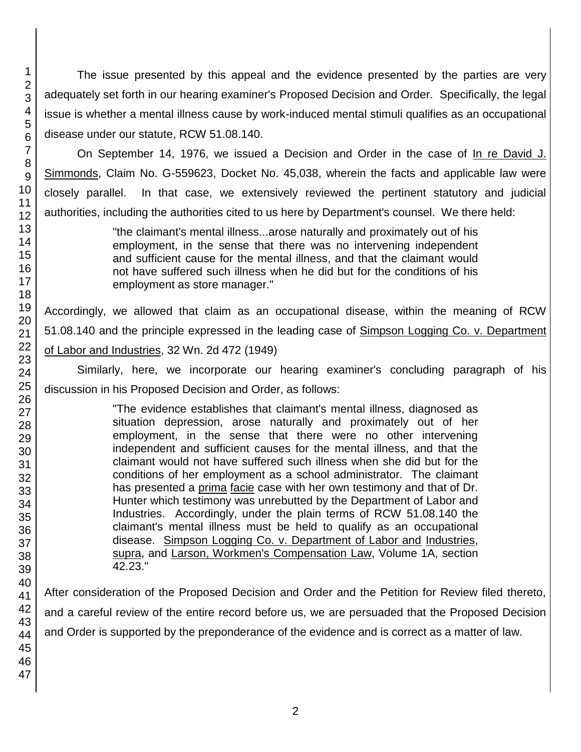The issue presented by this appeal and the evidence presented by the parties are very adequately set forth in our hearing examiner's Proposed Decision and Order. Specifically, the legal issue is whether a mental illness cause by work-induced mental stimuli qualifies as an occupational disease under our statute, RCW 51.08.140.

On September 14, 1976, we issued a Decision and Order in the case of In re David J. Simmonds, Claim No. G-559623, Docket No. 45,038, wherein the facts and applicable law were closely parallel. In that case, we extensively reviewed the pertinent statutory and judicial authorities, including the authorities cited to us here by Department's counsel. We there held:

> "the claimant's mental illness...arose naturally and proximately out of his employment, in the sense that there was no intervening independent and sufficient cause for the mental illness, and that the claimant would not have suffered such illness when he did but for the conditions of his employment as store manager."

Accordingly, we allowed that claim as an occupational disease, within the meaning of RCW 51.08.140 and the principle expressed in the leading case of Simpson Logging Co. v. Department of Labor and Industries, 32 Wn. 2d 472 (1949)

Similarly, here, we incorporate our hearing examiner's concluding paragraph of his discussion in his Proposed Decision and Order, as follows:

> "The evidence establishes that claimant's mental illness, diagnosed as situation depression, arose naturally and proximately out of her employment, in the sense that there were no other intervening independent and sufficient causes for the mental illness, and that the claimant would not have suffered such illness when she did but for the conditions of her employment as a school administrator. The claimant has presented a prima facie case with her own testimony and that of Dr. Hunter which testimony was unrebutted by the Department of Labor and Industries. Accordingly, under the plain terms of RCW 51.08.140 the claimant's mental illness must be held to qualify as an occupational disease. Simpson Logging Co. v. Department of Labor and Industries, supra, and Larson, Workmen's Compensation Law, Volume 1A, section 42.23."

After consideration of the Proposed Decision and Order and the Petition for Review filed thereto, and a careful review of the entire record before us, we are persuaded that the Proposed Decision and Order is supported by the preponderance of the evidence and is correct as a matter of law.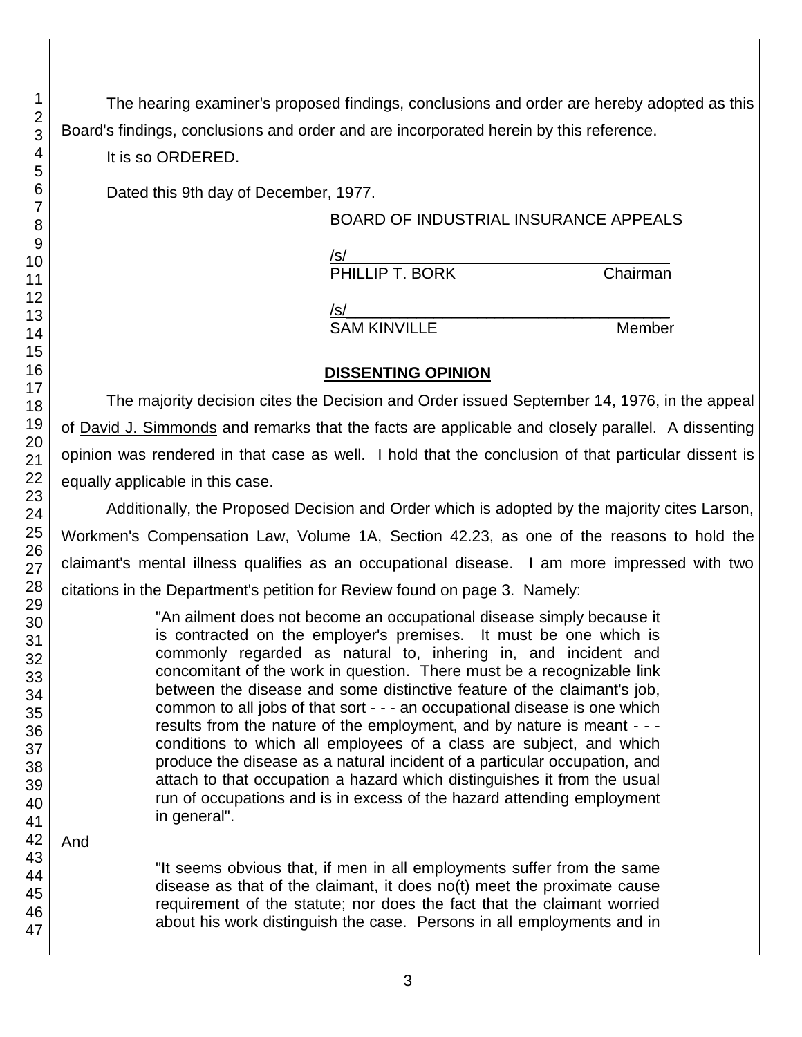The hearing examiner's proposed findings, conclusions and order are hereby adopted as this Board's findings, conclusions and order and are incorporated herein by this reference.

It is so ORDERED.

Dated this 9th day of December, 1977.

BOARD OF INDUSTRIAL INSURANCE APPEALS

/s/
PHILLIP T. BORK Chairman

/s/
SAM KINVILLE Member

## DISSENTING OPINION

The majority decision cites the Decision and Order issued September 14, 1976, in the appeal of David J. Simmonds and remarks that the facts are applicable and closely parallel. A dissenting opinion was rendered in that case as well. I hold that the conclusion of that particular dissent is equally applicable in this case.

Additionally, the Proposed Decision and Order which is adopted by the majority cites Larson, Workmen's Compensation Law, Volume 1A, Section 42.23, as one of the reasons to hold the claimant's mental illness qualifies as an occupational disease. I am more impressed with two citations in the Department's petition for Review found on page 3. Namely:

> "An ailment does not become an occupational disease simply because it is contracted on the employer's premises. It must be one which is commonly regarded as natural to, inhering in, and incident and concomitant of the work in question. There must be a recognizable link between the disease and some distinctive feature of the claimant's job, common to all jobs of that sort - - - an occupational disease is one which results from the nature of the employment, and by nature is meant - - - conditions to which all employees of a class are subject, and which produce the disease as a natural incident of a particular occupation, and attach to that occupation a hazard which distinguishes it from the usual run of occupations and is in excess of the hazard attending employment in general".

And

> "It seems obvious that, if men in all employments suffer from the same disease as that of the claimant, it does no(t) meet the proximate cause requirement of the statute; nor does the fact that the claimant worried about his work distinguish the case. Persons in all employments and in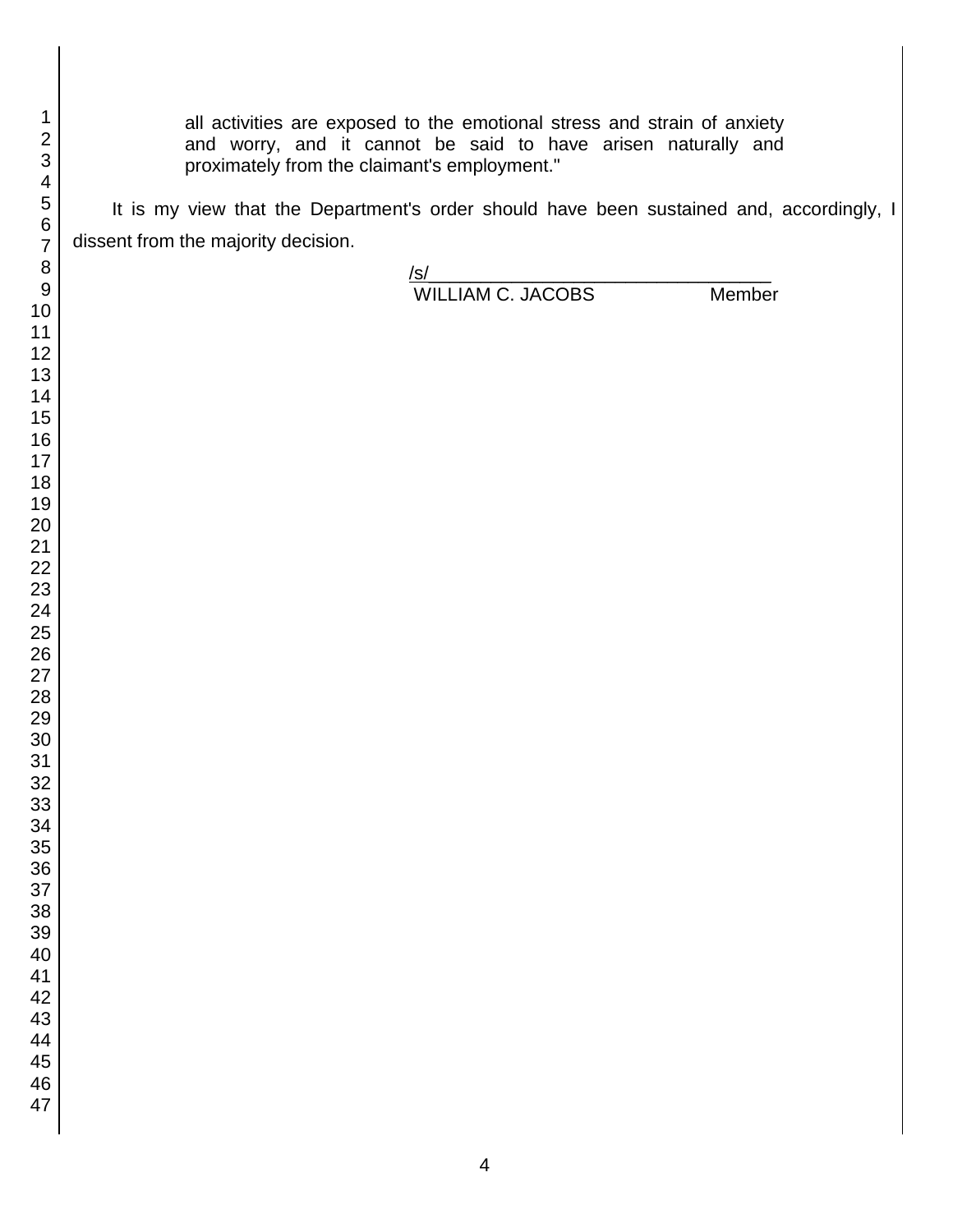> all activities are exposed to the emotional stress and strain of anxiety and worry, and it cannot be said to have arisen naturally and proximately from the claimant's employment."

It is my view that the Department's order should have been sustained and, accordingly, I dissent from the majority decision.

/s/________________________________
WILLIAM C. JACOBS Member